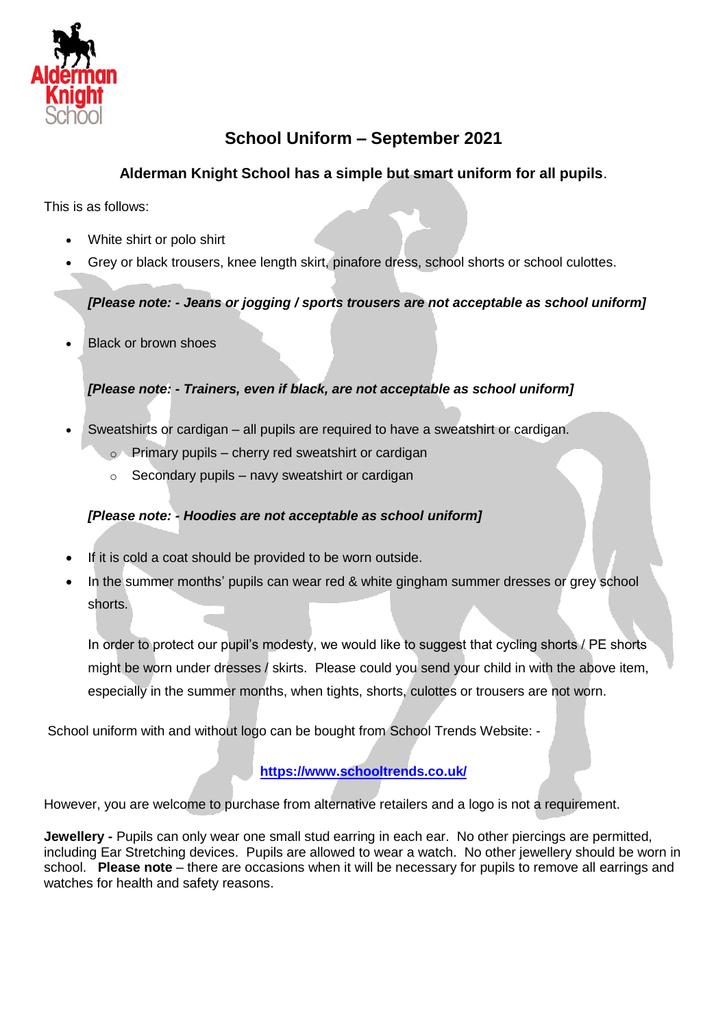# School Uniform – September 2021

**Alderman Knight School has a simple but smart uniform for all pupils**.

This is as follows:

- White shirt or polo shirt
- Grey or black trousers, knee length skirt, pinafore dress, school shorts or school culottes.

  ***[Please note: - Jeans or jogging / sports trousers are not acceptable as school uniform]***

- Black or brown shoes

  ***[Please note: - Trainers, even if black, are not acceptable as school uniform]***

- Sweatshirts or cardigan – all pupils are required to have a sweatshirt or cardigan.
  - Primary pupils – cherry red sweatshirt or cardigan
  - Secondary pupils – navy sweatshirt or cardigan

  ***[Please note: - Hoodies are not acceptable as school uniform]***

- If it is cold a coat should be provided to be worn outside.
- In the summer months' pupils can wear red & white gingham summer dresses or grey school shorts.

  In order to protect our pupil's modesty, we would like to suggest that cycling shorts / PE shorts might be worn under dresses / skirts. Please could you send your child in with the above item, especially in the summer months, when tights, shorts, culottes or trousers are not worn.

School uniform with and without logo can be bought from School Trends Website: -

**https://www.schooltrends.co.uk/**

However, you are welcome to purchase from alternative retailers and a logo is not a requirement.

**Jewellery -** Pupils can only wear one small stud earring in each ear. No other piercings are permitted, including Ear Stretching devices. Pupils are allowed to wear a watch. No other jewellery should be worn in school. **Please note** – there are occasions when it will be necessary for pupils to remove all earrings and watches for health and safety reasons.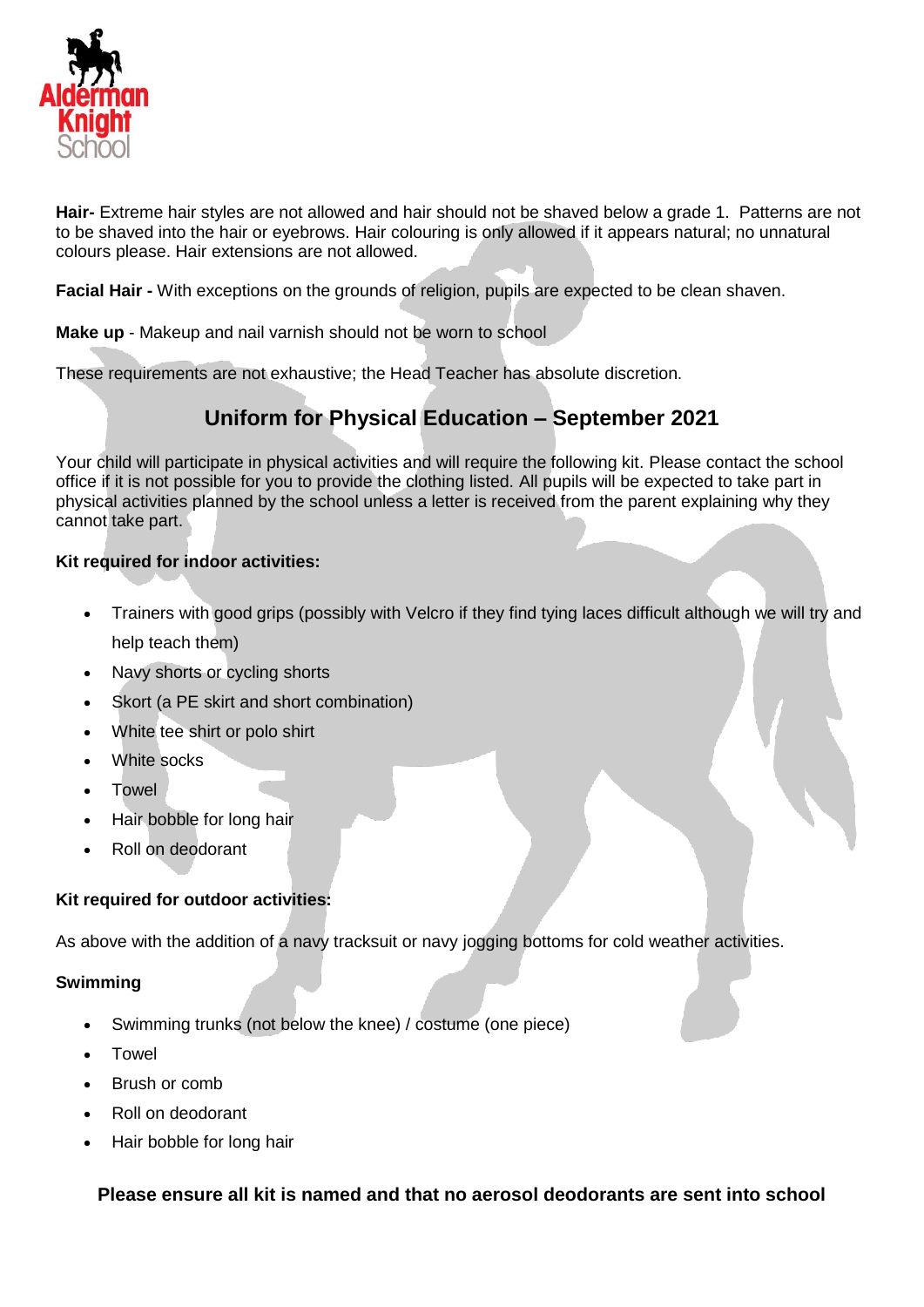**Hair-** Extreme hair styles are not allowed and hair should not be shaved below a grade 1. Patterns are not to be shaved into the hair or eyebrows. Hair colouring is only allowed if it appears natural; no unnatural colours please. Hair extensions are not allowed.

**Facial Hair -** With exceptions on the grounds of religion, pupils are expected to be clean shaven.

**Make up** - Makeup and nail varnish should not be worn to school

These requirements are not exhaustive; the Head Teacher has absolute discretion.

## Uniform for Physical Education – September 2021

Your child will participate in physical activities and will require the following kit. Please contact the school office if it is not possible for you to provide the clothing listed. All pupils will be expected to take part in physical activities planned by the school unless a letter is received from the parent explaining why they cannot take part.

**Kit required for indoor activities:**

- Trainers with good grips (possibly with Velcro if they find tying laces difficult although we will try and help teach them)
- Navy shorts or cycling shorts
- Skort (a PE skirt and short combination)
- White tee shirt or polo shirt
- White socks
- Towel
- Hair bobble for long hair
- Roll on deodorant

**Kit required for outdoor activities:**

As above with the addition of a navy tracksuit or navy jogging bottoms for cold weather activities.

**Swimming**

- Swimming trunks (not below the knee) / costume (one piece)
- Towel
- Brush or comb
- Roll on deodorant
- Hair bobble for long hair

**Please ensure all kit is named and that no aerosol deodorants are sent into school**